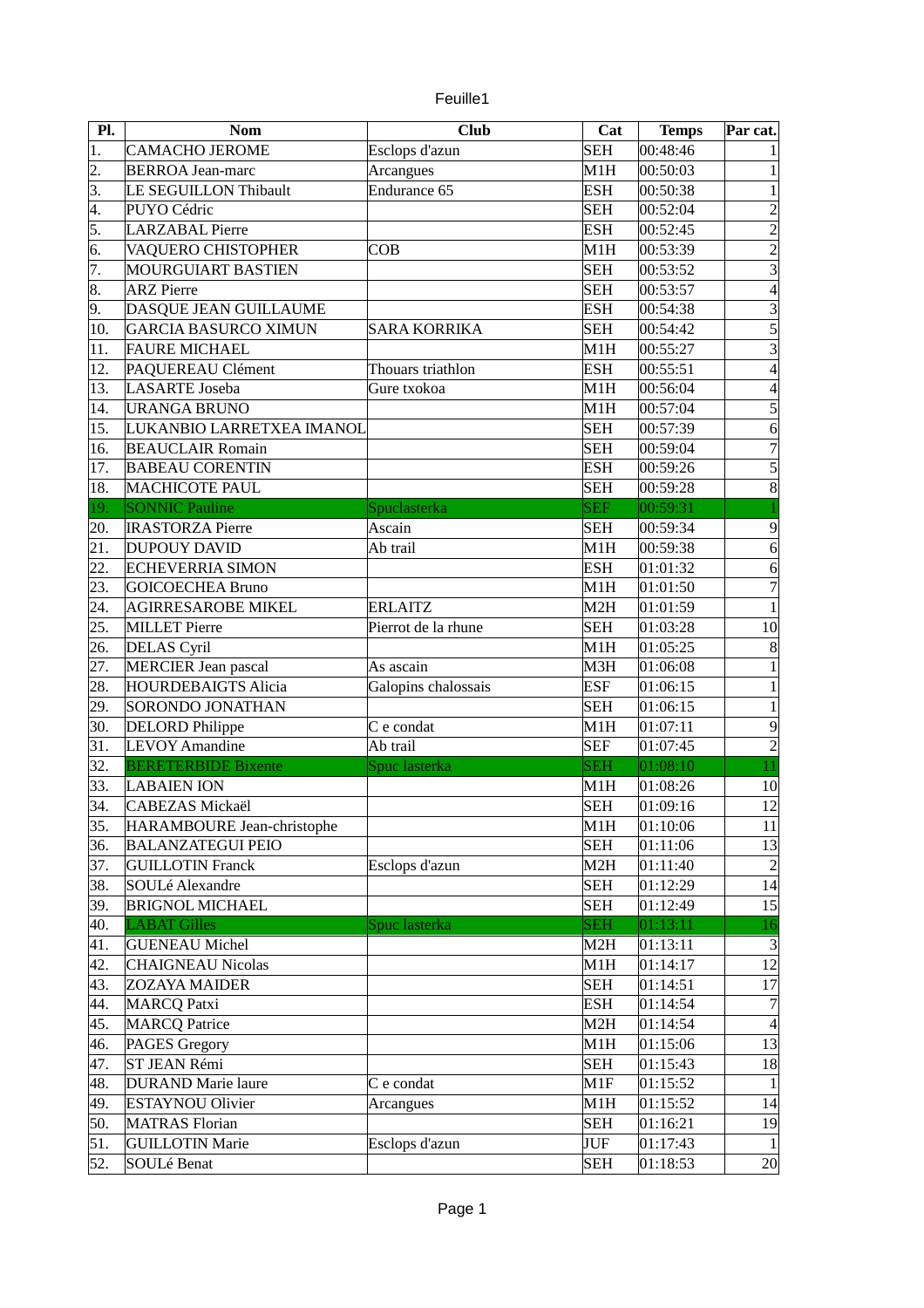Feuille1

| Pl. | Nom | Club | Cat | Temps | Par cat. |
|---|---|---|---|---|---|
| 1. | CAMACHO JEROME | Esclops d'azun | SEH | 00:48:46 | 1 |
| 2. | BERROA Jean-marc | Arcangues | M1H | 00:50:03 | 1 |
| 3. | LE SEGUILLON Thibault | Endurance 65 | ESH | 00:50:38 | 1 |
| 4. | PUYO Cédric | | SEH | 00:52:04 | 2 |
| 5. | LARZABAL Pierre | | ESH | 00:52:45 | 2 |
| 6. | VAQUERO CHISTOPHER | COB | M1H | 00:53:39 | 2 |
| 7. | MOURGUIART BASTIEN | | SEH | 00:53:52 | 3 |
| 8. | ARZ Pierre | | SEH | 00:53:57 | 4 |
| 9. | DASQUE JEAN GUILLAUME | | ESH | 00:54:38 | 3 |
| 10. | GARCIA BASURCO XIMUN | SARA KORRIKA | SEH | 00:54:42 | 5 |
| 11. | FAURE MICHAEL | | M1H | 00:55:27 | 3 |
| 12. | PAQUEREAU Clément | Thouars triathlon | ESH | 00:55:51 | 4 |
| 13. | LASARTE Joseba | Gure txokoa | M1H | 00:56:04 | 4 |
| 14. | URANGA BRUNO | | M1H | 00:57:04 | 5 |
| 15. | LUKANBIO LARRETXEA IMANOL | | SEH | 00:57:39 | 6 |
| 16. | BEAUCLAIR Romain | | SEH | 00:59:04 | 7 |
| 17. | BABEAU CORENTIN | | ESH | 00:59:26 | 5 |
| 18. | MACHICOTE PAUL | | SEH | 00:59:28 | 8 |
| 19. | SONNIC Pauline | Spuclasterka | SEF | 00:59:31 | 1 |
| 20. | IRASTORZA Pierre | Ascain | SEH | 00:59:34 | 9 |
| 21. | DUPOUY DAVID | Ab trail | M1H | 00:59:38 | 6 |
| 22. | ECHEVERRIA SIMON | | ESH | 01:01:32 | 6 |
| 23. | GOICOECHEA Bruno | | M1H | 01:01:50 | 7 |
| 24. | AGIRRESAROBE MIKEL | ERLAITZ | M2H | 01:01:59 | 1 |
| 25. | MILLET Pierre | Pierrot de la rhune | SEH | 01:03:28 | 10 |
| 26. | DELAS Cyril | | M1H | 01:05:25 | 8 |
| 27. | MERCIER Jean pascal | As ascain | M3H | 01:06:08 | 1 |
| 28. | HOURDEBAIGTS Alicia | Galopins chalossais | ESF | 01:06:15 | 1 |
| 29. | SORONDO JONATHAN | | SEH | 01:06:15 | 1 |
| 30. | DELORD Philippe | C e condat | M1H | 01:07:11 | 9 |
| 31. | LEVOY Amandine | Ab trail | SEF | 01:07:45 | 2 |
| 32. | BERETERBIDE Bixente | Spuc lasterka | SEH | 01:08:10 | 11 |
| 33. | LABAIEN ION | | M1H | 01:08:26 | 10 |
| 34. | CABEZAS Mickaël | | SEH | 01:09:16 | 12 |
| 35. | HARAMBOURE Jean-christophe | | M1H | 01:10:06 | 11 |
| 36. | BALANZATEGUI PEIO | | SEH | 01:11:06 | 13 |
| 37. | GUILLOTIN Franck | Esclops d'azun | M2H | 01:11:40 | 2 |
| 38. | SOULé Alexandre | | SEH | 01:12:29 | 14 |
| 39. | BRIGNOL MICHAEL | | SEH | 01:12:49 | 15 |
| 40. | LABAT Gilles | Spuc lasterka | SEH | 01:13:11 | 16 |
| 41. | GUENEAU Michel | | M2H | 01:13:11 | 3 |
| 42. | CHAIGNEAU Nicolas | | M1H | 01:14:17 | 12 |
| 43. | ZOZAYA MAIDER | | SEH | 01:14:51 | 17 |
| 44. | MARCQ Patxi | | ESH | 01:14:54 | 7 |
| 45. | MARCQ Patrice | | M2H | 01:14:54 | 4 |
| 46. | PAGES Gregory | | M1H | 01:15:06 | 13 |
| 47. | ST JEAN Rémi | | SEH | 01:15:43 | 18 |
| 48. | DURAND Marie laure | C e condat | M1F | 01:15:52 | 1 |
| 49. | ESTAYNOU Olivier | Arcangues | M1H | 01:15:52 | 14 |
| 50. | MATRAS Florian | | SEH | 01:16:21 | 19 |
| 51. | GUILLOTIN Marie | Esclops d'azun | JUF | 01:17:43 | 1 |
| 52. | SOULé Benat | | SEH | 01:18:53 | 20 |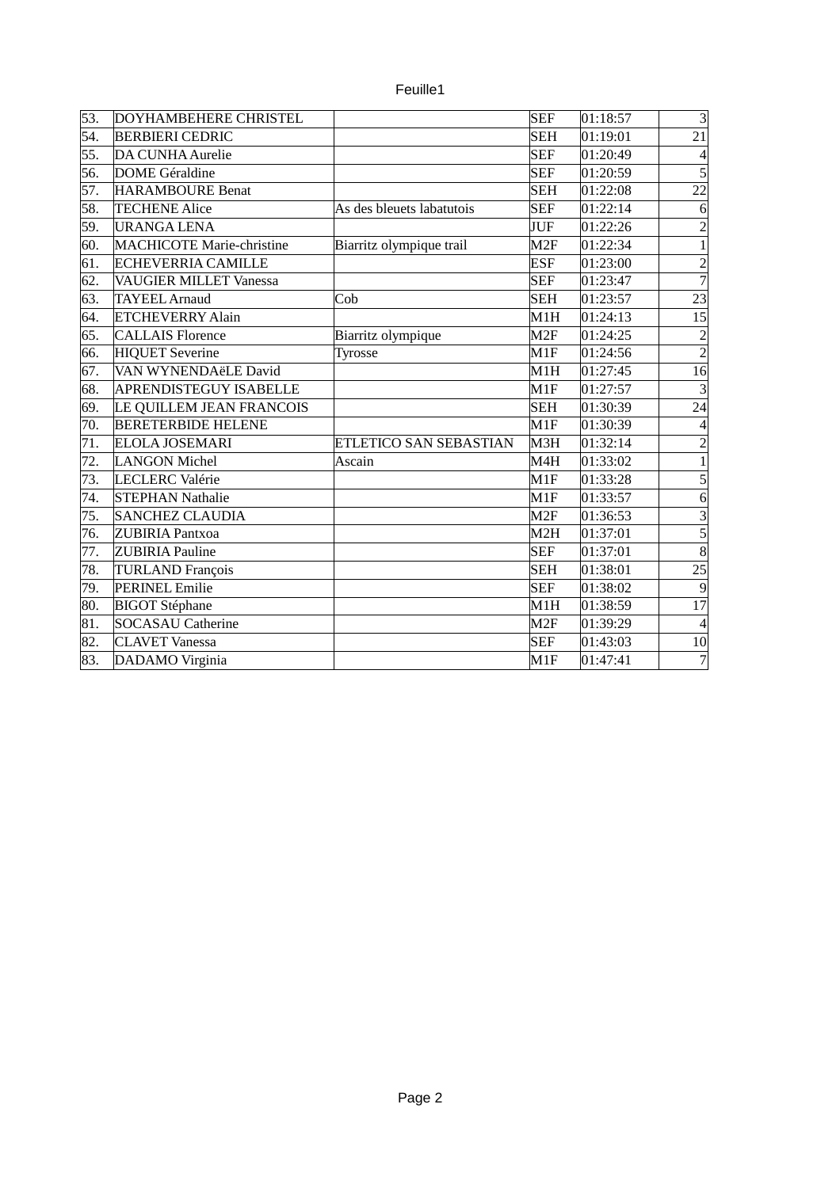| | | | | | |
|---|---|---|---|---|---|
| 53. | DOYHAMBEHERE CHRISTEL | | SEF | 01:18:57 | 3 |
| 54. | BERBIERI CEDRIC | | SEH | 01:19:01 | 21 |
| 55. | DA CUNHA Aurelie | | SEF | 01:20:49 | 4 |
| 56. | DOME Géraldine | | SEF | 01:20:59 | 5 |
| 57. | HARAMBOURE Benat | | SEH | 01:22:08 | 22 |
| 58. | TECHENE Alice | As des bleuets labatutois | SEF | 01:22:14 | 6 |
| 59. | URANGA LENA | | JUF | 01:22:26 | 2 |
| 60. | MACHICOTE Marie-christine | Biarritz olympique trail | M2F | 01:22:34 | 1 |
| 61. | ECHEVERRIA CAMILLE | | ESF | 01:23:00 | 2 |
| 62. | VAUGIER MILLET Vanessa | | SEF | 01:23:47 | 7 |
| 63. | TAYEEL Arnaud | Cob | SEH | 01:23:57 | 23 |
| 64. | ETCHEVERRY Alain | | M1H | 01:24:13 | 15 |
| 65. | CALLAIS Florence | Biarritz olympique | M2F | 01:24:25 | 2 |
| 66. | HIQUET Severine | Tyrosse | M1F | 01:24:56 | 2 |
| 67. | VAN WYNENDAëLE David | | M1H | 01:27:45 | 16 |
| 68. | APRENDISTEGUY ISABELLE | | M1F | 01:27:57 | 3 |
| 69. | LE QUILLEM JEAN FRANCOIS | | SEH | 01:30:39 | 24 |
| 70. | BERETERBIDE HELENE | | M1F | 01:30:39 | 4 |
| 71. | ELOLA JOSEMARI | ETLETICO SAN SEBASTIAN | M3H | 01:32:14 | 2 |
| 72. | LANGON Michel | Ascain | M4H | 01:33:02 | 1 |
| 73. | LECLERC Valérie | | M1F | 01:33:28 | 5 |
| 74. | STEPHAN Nathalie | | M1F | 01:33:57 | 6 |
| 75. | SANCHEZ CLAUDIA | | M2F | 01:36:53 | 3 |
| 76. | ZUBIRIA Pantxoa | | M2H | 01:37:01 | 5 |
| 77. | ZUBIRIA Pauline | | SEF | 01:37:01 | 8 |
| 78. | TURLAND François | | SEH | 01:38:01 | 25 |
| 79. | PERINEL Emilie | | SEF | 01:38:02 | 9 |
| 80. | BIGOT Stéphane | | M1H | 01:38:59 | 17 |
| 81. | SOCASAU Catherine | | M2F | 01:39:29 | 4 |
| 82. | CLAVET Vanessa | | SEF | 01:43:03 | 10 |
| 83. | DADAMO Virginia | | M1F | 01:47:41 | 7 |